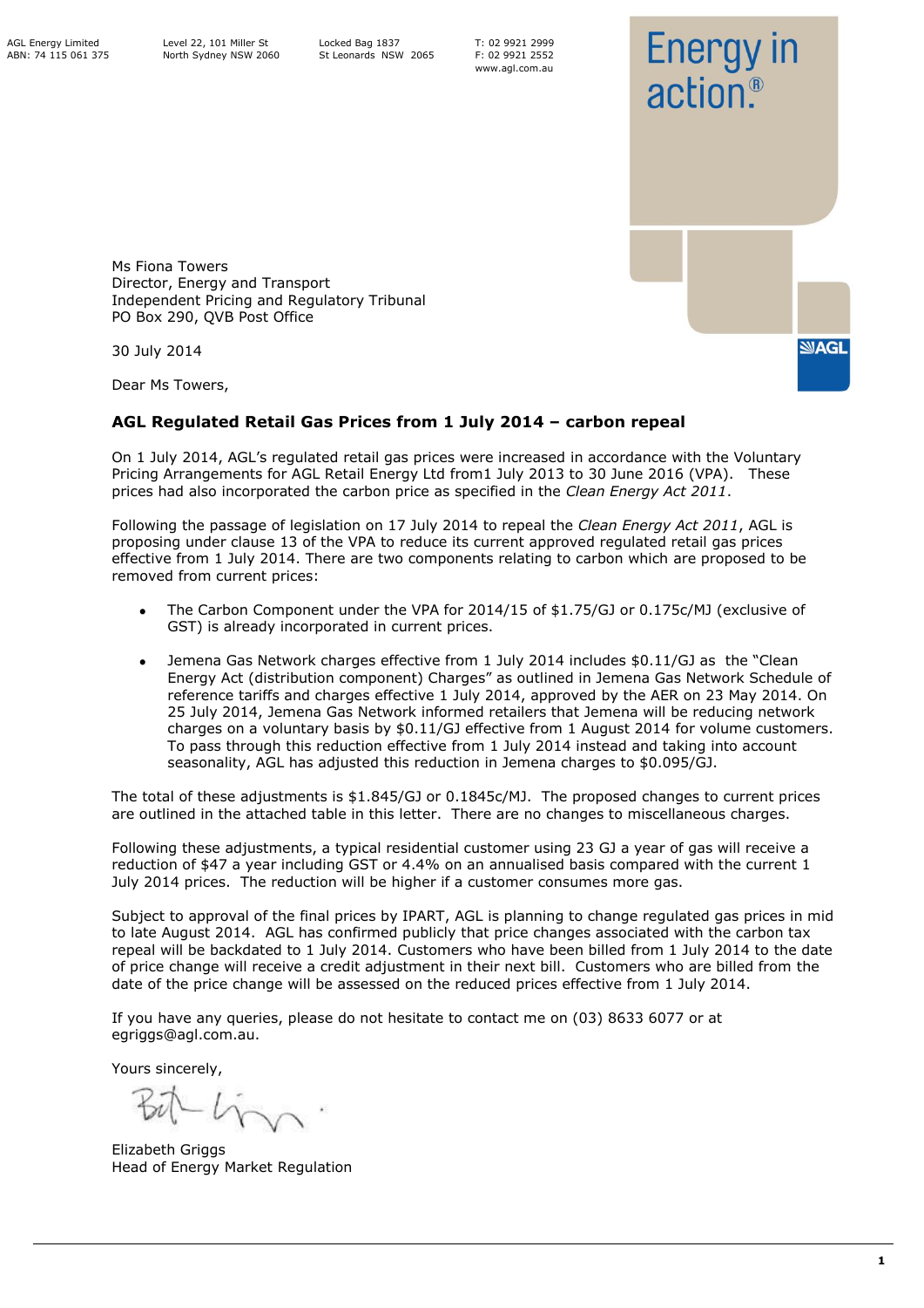AGL Energy Limited
ABN: 74 115 061 375

Level 22, 101 Miller St
North Sydney NSW 2060

Locked Bag 1837
St Leonards NSW 2065

T: 02 9921 2999
F: 02 9921 2552
www.agl.com.au

Energy in action.®

Ms Fiona Towers
Director, Energy and Transport
Independent Pricing and Regulatory Tribunal
PO Box 290, QVB Post Office

30 July 2014

Dear Ms Towers,

**AGL Regulated Retail Gas Prices from 1 July 2014 – carbon repeal**

On 1 July 2014, AGL's regulated retail gas prices were increased in accordance with the Voluntary Pricing Arrangements for AGL Retail Energy Ltd from1 July 2013 to 30 June 2016 (VPA). These prices had also incorporated the carbon price as specified in the *Clean Energy Act 2011*.

Following the passage of legislation on 17 July 2014 to repeal the *Clean Energy Act 2011*, AGL is proposing under clause 13 of the VPA to reduce its current approved regulated retail gas prices effective from 1 July 2014. There are two components relating to carbon which are proposed to be removed from current prices:

- The Carbon Component under the VPA for 2014/15 of $1.75/GJ or 0.175c/MJ (exclusive of GST) is already incorporated in current prices.
- Jemena Gas Network charges effective from 1 July 2014 includes $0.11/GJ as the "Clean Energy Act (distribution component) Charges" as outlined in Jemena Gas Network Schedule of reference tariffs and charges effective 1 July 2014, approved by the AER on 23 May 2014. On 25 July 2014, Jemena Gas Network informed retailers that Jemena will be reducing network charges on a voluntary basis by $0.11/GJ effective from 1 August 2014 for volume customers. To pass through this reduction effective from 1 July 2014 instead and taking into account seasonality, AGL has adjusted this reduction in Jemena charges to $0.095/GJ.

The total of these adjustments is $1.845/GJ or 0.1845c/MJ. The proposed changes to current prices are outlined in the attached table in this letter. There are no changes to miscellaneous charges.

Following these adjustments, a typical residential customer using 23 GJ a year of gas will receive a reduction of $47 a year including GST or 4.4% on an annualised basis compared with the current 1 July 2014 prices. The reduction will be higher if a customer consumes more gas.

Subject to approval of the final prices by IPART, AGL is planning to change regulated gas prices in mid to late August 2014. AGL has confirmed publicly that price changes associated with the carbon tax repeal will be backdated to 1 July 2014. Customers who have been billed from 1 July 2014 to the date of price change will receive a credit adjustment in their next bill. Customers who are billed from the date of the price change will be assessed on the reduced prices effective from 1 July 2014.

If you have any queries, please do not hesitate to contact me on (03) 8633 6077 or at egriggs@agl.com.au.

Yours sincerely,

Elizabeth Griggs
Head of Energy Market Regulation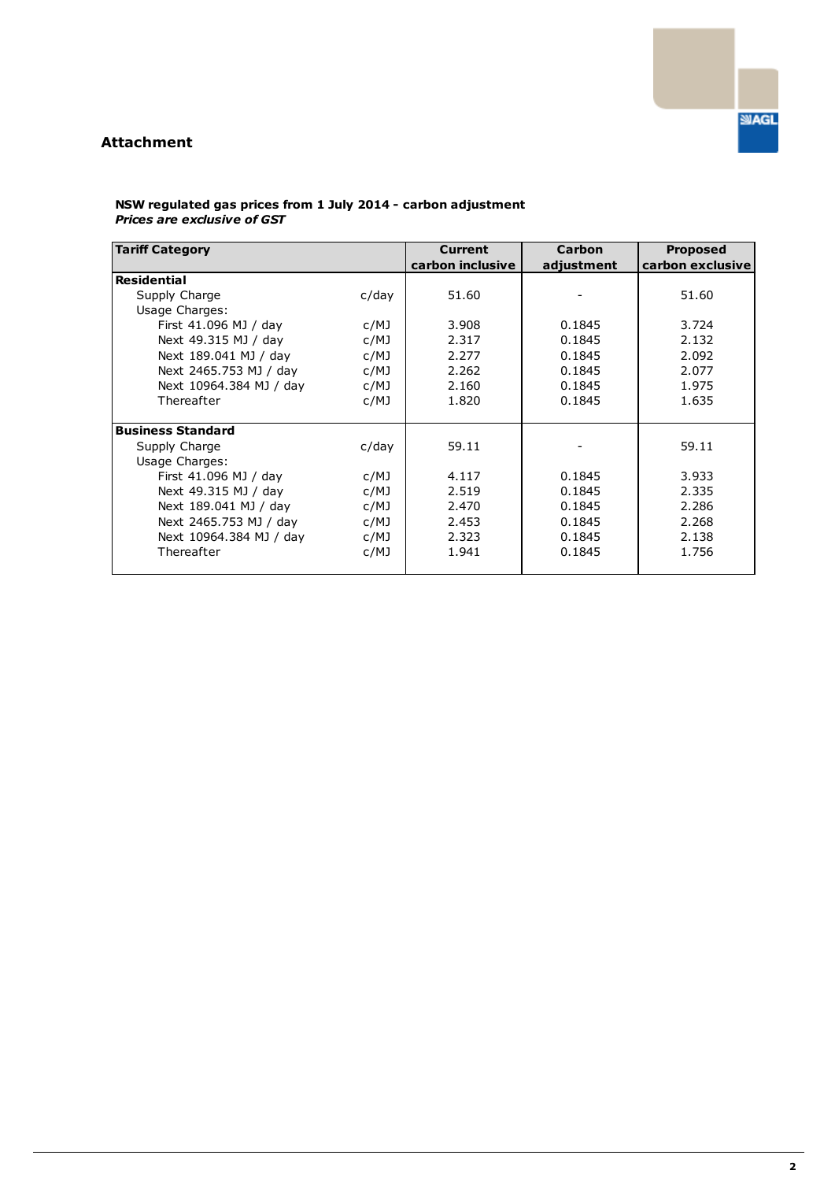## Attachment

**NSW regulated gas prices from 1 July 2014 - carbon adjustment**
***Prices are exclusive of GST***

| Tariff Category | | Current carbon inclusive | Carbon adjustment | Proposed carbon exclusive |
|---|---|---|---|---|
| **Residential** | | | | |
| Supply Charge | c/day | 51.60 | - | 51.60 |
| Usage Charges: | | | | |
| First 41.096 MJ / day | c/MJ | 3.908 | 0.1845 | 3.724 |
| Next 49.315 MJ / day | c/MJ | 2.317 | 0.1845 | 2.132 |
| Next 189.041 MJ / day | c/MJ | 2.277 | 0.1845 | 2.092 |
| Next 2465.753 MJ / day | c/MJ | 2.262 | 0.1845 | 2.077 |
| Next 10964.384 MJ / day | c/MJ | 2.160 | 0.1845 | 1.975 |
| Thereafter | c/MJ | 1.820 | 0.1845 | 1.635 |
| **Business Standard** | | | | |
| Supply Charge | c/day | 59.11 | - | 59.11 |
| Usage Charges: | | | | |
| First 41.096 MJ / day | c/MJ | 4.117 | 0.1845 | 3.933 |
| Next 49.315 MJ / day | c/MJ | 2.519 | 0.1845 | 2.335 |
| Next 189.041 MJ / day | c/MJ | 2.470 | 0.1845 | 2.286 |
| Next 2465.753 MJ / day | c/MJ | 2.453 | 0.1845 | 2.268 |
| Next 10964.384 MJ / day | c/MJ | 2.323 | 0.1845 | 2.138 |
| Thereafter | c/MJ | 1.941 | 0.1845 | 1.756 |